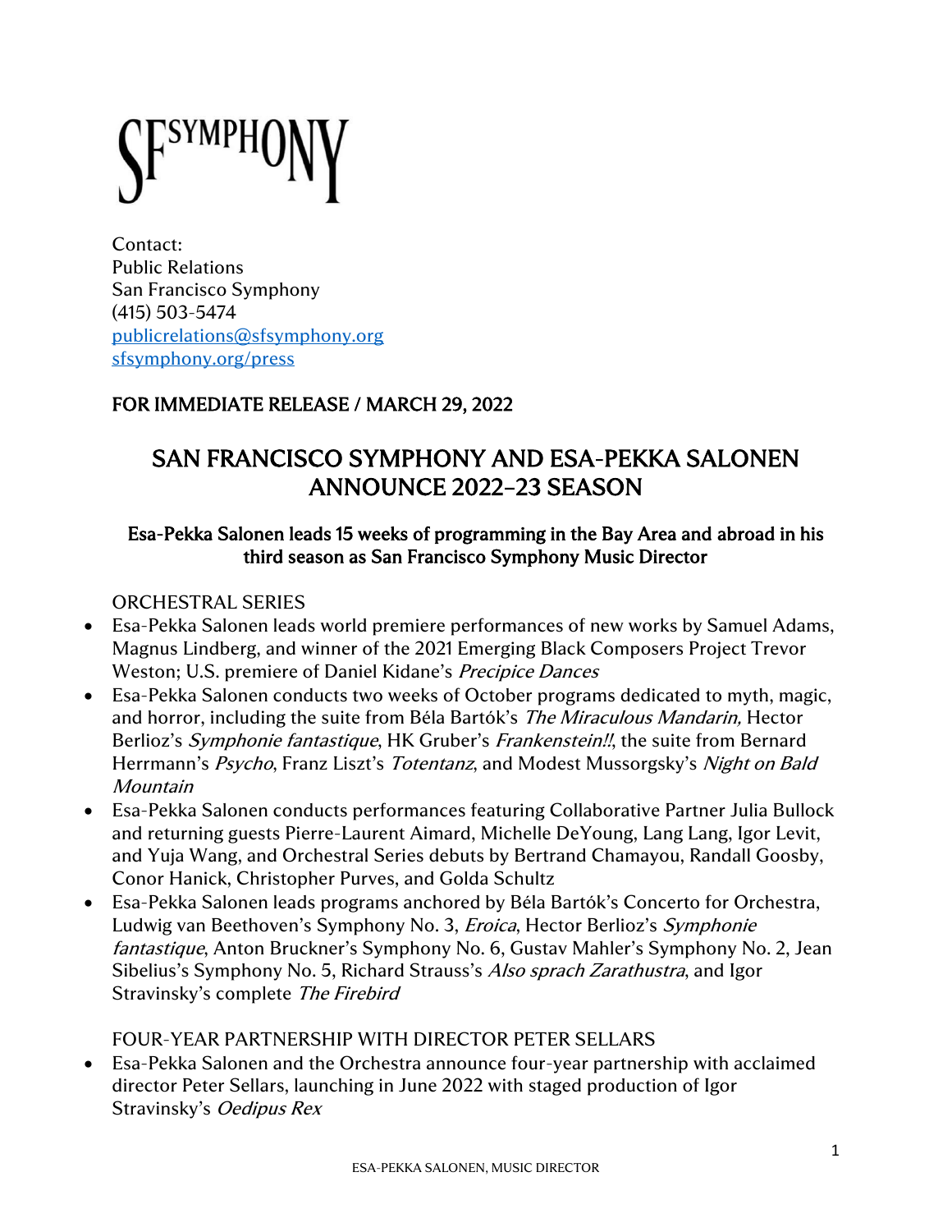SFSYMPHONY

Contact:
Public Relations
San Francisco Symphony
(415) 503-5474
publicrelations@sfsymphony.org
sfsymphony.org/press

**FOR IMMEDIATE RELEASE / MARCH 29, 2022**

# SAN FRANCISCO SYMPHONY AND ESA-PEKKA SALONEN ANNOUNCE 2022–23 SEASON

### Esa-Pekka Salonen leads 15 weeks of programming in the Bay Area and abroad in his third season as San Francisco Symphony Music Director

ORCHESTRAL SERIES

- Esa-Pekka Salonen leads world premiere performances of new works by Samuel Adams, Magnus Lindberg, and winner of the 2021 Emerging Black Composers Project Trevor Weston; U.S. premiere of Daniel Kidane's *Precipice Dances*
- Esa-Pekka Salonen conducts two weeks of October programs dedicated to myth, magic, and horror, including the suite from Béla Bartók's *The Miraculous Mandarin,* Hector Berlioz's *Symphonie fantastique*, HK Gruber's *Frankenstein!!*, the suite from Bernard Herrmann's *Psycho*, Franz Liszt's *Totentanz*, and Modest Mussorgsky's *Night on Bald Mountain*
- Esa-Pekka Salonen conducts performances featuring Collaborative Partner Julia Bullock and returning guests Pierre-Laurent Aimard, Michelle DeYoung, Lang Lang, Igor Levit, and Yuja Wang, and Orchestral Series debuts by Bertrand Chamayou, Randall Goosby, Conor Hanick, Christopher Purves, and Golda Schultz
- Esa-Pekka Salonen leads programs anchored by Béla Bartók's Concerto for Orchestra, Ludwig van Beethoven's Symphony No. 3, *Eroica*, Hector Berlioz's *Symphonie fantastique*, Anton Bruckner's Symphony No. 6, Gustav Mahler's Symphony No. 2, Jean Sibelius's Symphony No. 5, Richard Strauss's *Also sprach Zarathustra*, and Igor Stravinsky's complete *The Firebird*

FOUR-YEAR PARTNERSHIP WITH DIRECTOR PETER SELLARS

- Esa-Pekka Salonen and the Orchestra announce four-year partnership with acclaimed director Peter Sellars, launching in June 2022 with staged production of Igor Stravinsky's *Oedipus Rex*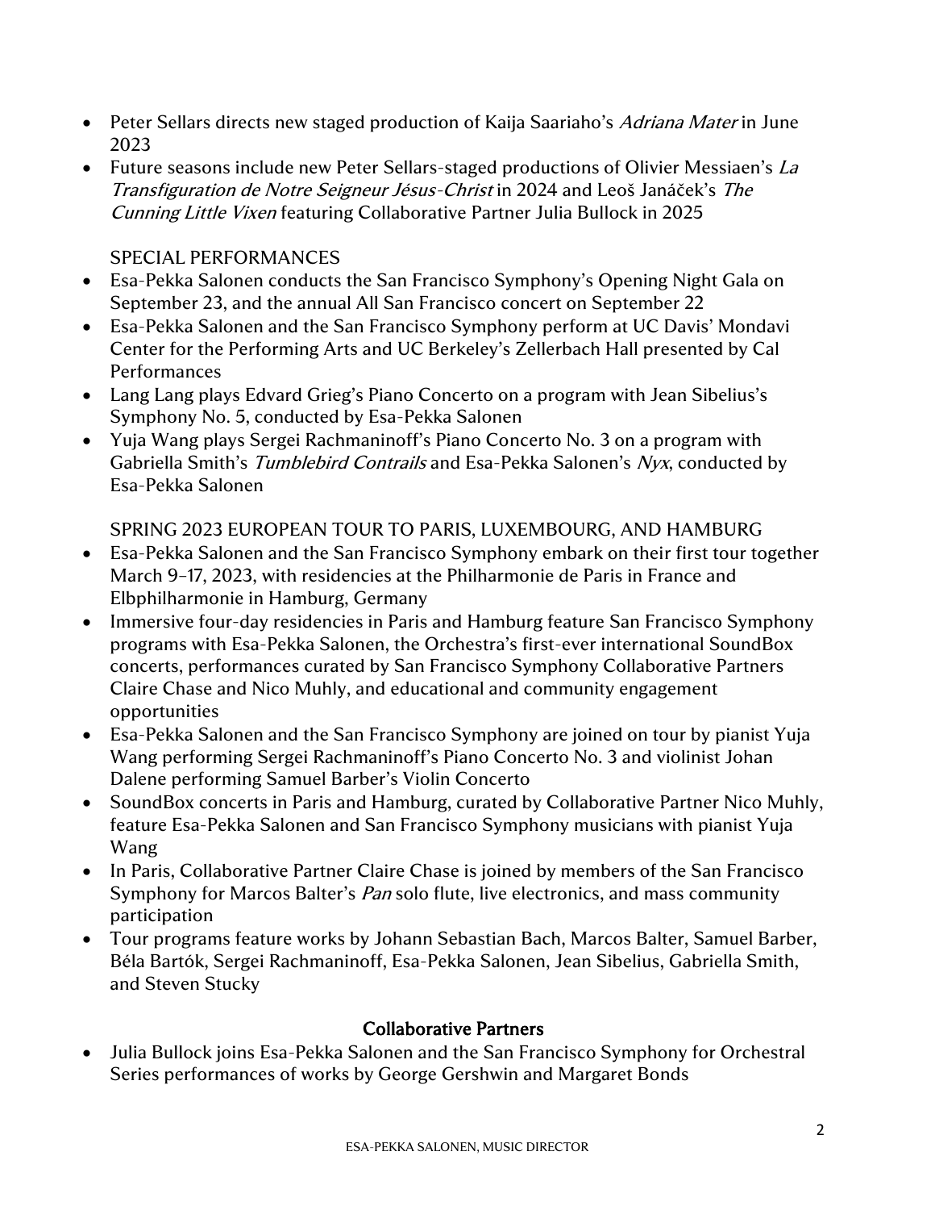- Peter Sellars directs new staged production of Kaija Saariaho's *Adriana Mater* in June 2023
- Future seasons include new Peter Sellars-staged productions of Olivier Messiaen's *La Transfiguration de Notre Seigneur Jésus-Christ* in 2024 and Leoš Janáček's *The Cunning Little Vixen* featuring Collaborative Partner Julia Bullock in 2025

SPECIAL PERFORMANCES

- Esa-Pekka Salonen conducts the San Francisco Symphony's Opening Night Gala on September 23, and the annual All San Francisco concert on September 22
- Esa-Pekka Salonen and the San Francisco Symphony perform at UC Davis' Mondavi Center for the Performing Arts and UC Berkeley's Zellerbach Hall presented by Cal Performances
- Lang Lang plays Edvard Grieg's Piano Concerto on a program with Jean Sibelius's Symphony No. 5, conducted by Esa-Pekka Salonen
- Yuja Wang plays Sergei Rachmaninoff's Piano Concerto No. 3 on a program with Gabriella Smith's *Tumblebird Contrails* and Esa-Pekka Salonen's *Nyx*, conducted by Esa-Pekka Salonen

SPRING 2023 EUROPEAN TOUR TO PARIS, LUXEMBOURG, AND HAMBURG

- Esa-Pekka Salonen and the San Francisco Symphony embark on their first tour together March 9–17, 2023, with residencies at the Philharmonie de Paris in France and Elbphilharmonie in Hamburg, Germany
- Immersive four-day residencies in Paris and Hamburg feature San Francisco Symphony programs with Esa-Pekka Salonen, the Orchestra's first-ever international SoundBox concerts, performances curated by San Francisco Symphony Collaborative Partners Claire Chase and Nico Muhly, and educational and community engagement opportunities
- Esa-Pekka Salonen and the San Francisco Symphony are joined on tour by pianist Yuja Wang performing Sergei Rachmaninoff's Piano Concerto No. 3 and violinist Johan Dalene performing Samuel Barber's Violin Concerto
- SoundBox concerts in Paris and Hamburg, curated by Collaborative Partner Nico Muhly, feature Esa-Pekka Salonen and San Francisco Symphony musicians with pianist Yuja Wang
- In Paris, Collaborative Partner Claire Chase is joined by members of the San Francisco Symphony for Marcos Balter's *Pan* solo flute, live electronics, and mass community participation
- Tour programs feature works by Johann Sebastian Bach, Marcos Balter, Samuel Barber, Béla Bartók, Sergei Rachmaninoff, Esa-Pekka Salonen, Jean Sibelius, Gabriella Smith, and Steven Stucky

## Collaborative Partners

- Julia Bullock joins Esa-Pekka Salonen and the San Francisco Symphony for Orchestral Series performances of works by George Gershwin and Margaret Bonds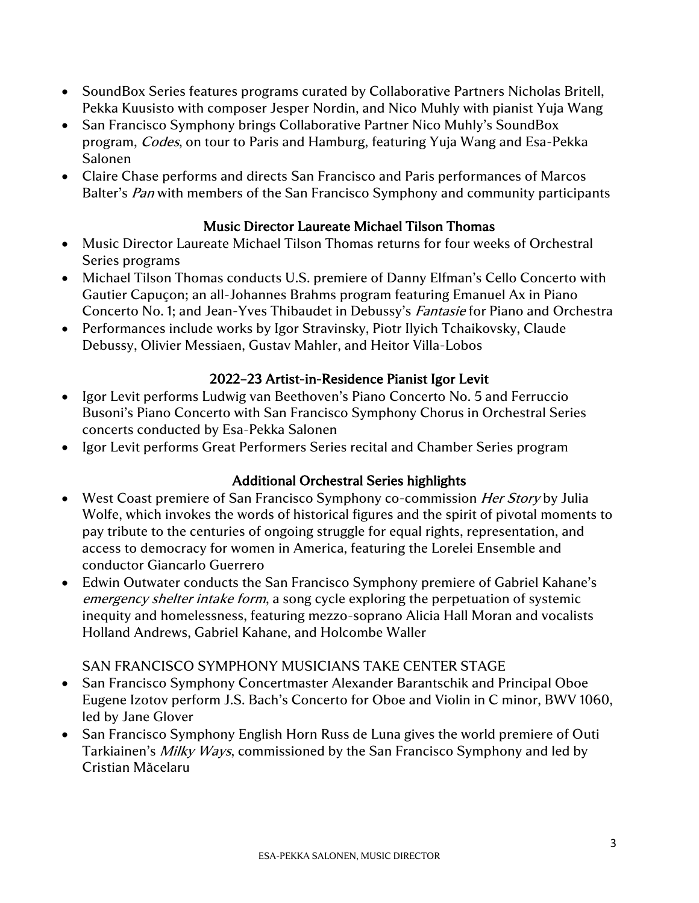- SoundBox Series features programs curated by Collaborative Partners Nicholas Britell, Pekka Kuusisto with composer Jesper Nordin, and Nico Muhly with pianist Yuja Wang
- San Francisco Symphony brings Collaborative Partner Nico Muhly's SoundBox program, *Codes*, on tour to Paris and Hamburg, featuring Yuja Wang and Esa-Pekka Salonen
- Claire Chase performs and directs San Francisco and Paris performances of Marcos Balter's *Pan* with members of the San Francisco Symphony and community participants

## Music Director Laureate Michael Tilson Thomas

- Music Director Laureate Michael Tilson Thomas returns for four weeks of Orchestral Series programs
- Michael Tilson Thomas conducts U.S. premiere of Danny Elfman's Cello Concerto with Gautier Capuçon; an all-Johannes Brahms program featuring Emanuel Ax in Piano Concerto No. 1; and Jean-Yves Thibaudet in Debussy's *Fantasie* for Piano and Orchestra
- Performances include works by Igor Stravinsky, Piotr Ilyich Tchaikovsky, Claude Debussy, Olivier Messiaen, Gustav Mahler, and Heitor Villa-Lobos

## 2022–23 Artist-in-Residence Pianist Igor Levit

- Igor Levit performs Ludwig van Beethoven's Piano Concerto No. 5 and Ferruccio Busoni's Piano Concerto with San Francisco Symphony Chorus in Orchestral Series concerts conducted by Esa-Pekka Salonen
- Igor Levit performs Great Performers Series recital and Chamber Series program

## Additional Orchestral Series highlights

- West Coast premiere of San Francisco Symphony co-commission *Her Story* by Julia Wolfe, which invokes the words of historical figures and the spirit of pivotal moments to pay tribute to the centuries of ongoing struggle for equal rights, representation, and access to democracy for women in America, featuring the Lorelei Ensemble and conductor Giancarlo Guerrero
- Edwin Outwater conducts the San Francisco Symphony premiere of Gabriel Kahane's *emergency shelter intake form*, a song cycle exploring the perpetuation of systemic inequity and homelessness, featuring mezzo-soprano Alicia Hall Moran and vocalists Holland Andrews, Gabriel Kahane, and Holcombe Waller

SAN FRANCISCO SYMPHONY MUSICIANS TAKE CENTER STAGE

- San Francisco Symphony Concertmaster Alexander Barantschik and Principal Oboe Eugene Izotov perform J.S. Bach's Concerto for Oboe and Violin in C minor, BWV 1060, led by Jane Glover
- San Francisco Symphony English Horn Russ de Luna gives the world premiere of Outi Tarkiainen's *Milky Ways*, commissioned by the San Francisco Symphony and led by Cristian Măcelaru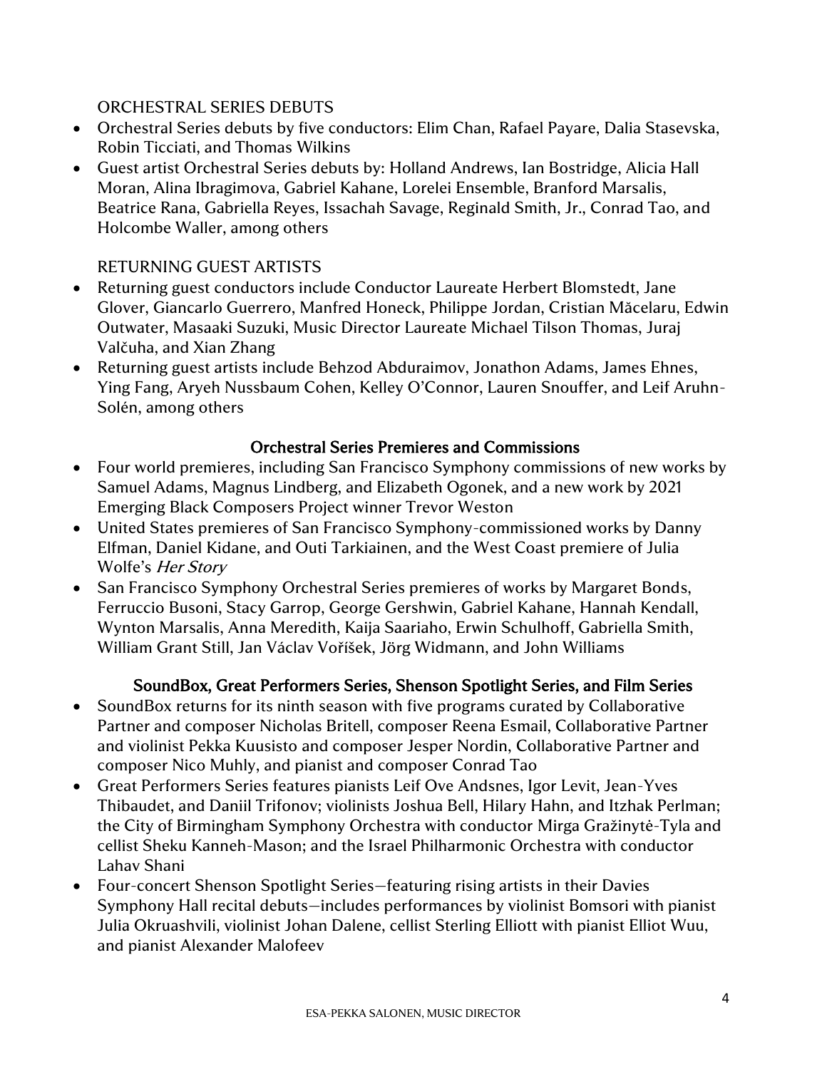ORCHESTRAL SERIES DEBUTS

- Orchestral Series debuts by five conductors: Elim Chan, Rafael Payare, Dalia Stasevska, Robin Ticciati, and Thomas Wilkins
- Guest artist Orchestral Series debuts by: Holland Andrews, Ian Bostridge, Alicia Hall Moran, Alina Ibragimova, Gabriel Kahane, Lorelei Ensemble, Branford Marsalis, Beatrice Rana, Gabriella Reyes, Issachah Savage, Reginald Smith, Jr., Conrad Tao, and Holcombe Waller, among others

RETURNING GUEST ARTISTS

- Returning guest conductors include Conductor Laureate Herbert Blomstedt, Jane Glover, Giancarlo Guerrero, Manfred Honeck, Philippe Jordan, Cristian Măcelaru, Edwin Outwater, Masaaki Suzuki, Music Director Laureate Michael Tilson Thomas, Juraj Valčuha, and Xian Zhang
- Returning guest artists include Behzod Abduraimov, Jonathon Adams, James Ehnes, Ying Fang, Aryeh Nussbaum Cohen, Kelley O'Connor, Lauren Snouffer, and Leif Aruhn-Solén, among others

## Orchestral Series Premieres and Commissions

- Four world premieres, including San Francisco Symphony commissions of new works by Samuel Adams, Magnus Lindberg, and Elizabeth Ogonek, and a new work by 2021 Emerging Black Composers Project winner Trevor Weston
- United States premieres of San Francisco Symphony-commissioned works by Danny Elfman, Daniel Kidane, and Outi Tarkiainen, and the West Coast premiere of Julia Wolfe's *Her Story*
- San Francisco Symphony Orchestral Series premieres of works by Margaret Bonds, Ferruccio Busoni, Stacy Garrop, George Gershwin, Gabriel Kahane, Hannah Kendall, Wynton Marsalis, Anna Meredith, Kaija Saariaho, Erwin Schulhoff, Gabriella Smith, William Grant Still, Jan Václav Voříšek, Jörg Widmann, and John Williams

## SoundBox, Great Performers Series, Shenson Spotlight Series, and Film Series

- SoundBox returns for its ninth season with five programs curated by Collaborative Partner and composer Nicholas Britell, composer Reena Esmail, Collaborative Partner and violinist Pekka Kuusisto and composer Jesper Nordin, Collaborative Partner and composer Nico Muhly, and pianist and composer Conrad Tao
- Great Performers Series features pianists Leif Ove Andsnes, Igor Levit, Jean-Yves Thibaudet, and Daniil Trifonov; violinists Joshua Bell, Hilary Hahn, and Itzhak Perlman; the City of Birmingham Symphony Orchestra with conductor Mirga Gražinytė-Tyla and cellist Sheku Kanneh-Mason; and the Israel Philharmonic Orchestra with conductor Lahav Shani
- Four-concert Shenson Spotlight Series—featuring rising artists in their Davies Symphony Hall recital debuts—includes performances by violinist Bomsori with pianist Julia Okruashvili, violinist Johan Dalene, cellist Sterling Elliott with pianist Elliot Wuu, and pianist Alexander Malofeev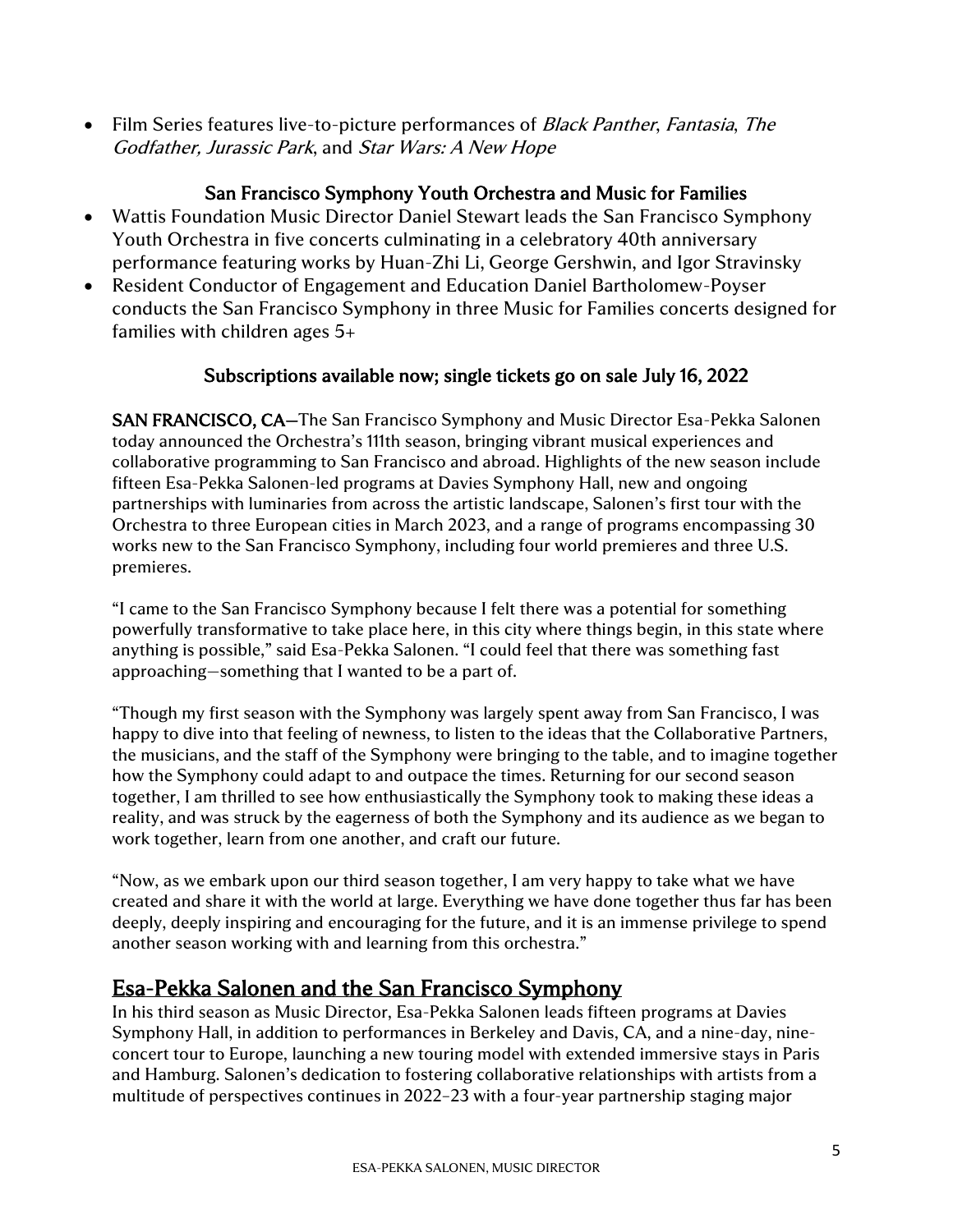- Film Series features live-to-picture performances of *Black Panther*, *Fantasia*, *The Godfather, Jurassic Park*, and *Star Wars: A New Hope*

### San Francisco Symphony Youth Orchestra and Music for Families

- Wattis Foundation Music Director Daniel Stewart leads the San Francisco Symphony Youth Orchestra in five concerts culminating in a celebratory 40th anniversary performance featuring works by Huan-Zhi Li, George Gershwin, and Igor Stravinsky
- Resident Conductor of Engagement and Education Daniel Bartholomew-Poyser conducts the San Francisco Symphony in three Music for Families concerts designed for families with children ages 5+

### Subscriptions available now; single tickets go on sale July 16, 2022

**SAN FRANCISCO, CA**—The San Francisco Symphony and Music Director Esa-Pekka Salonen today announced the Orchestra's 111th season, bringing vibrant musical experiences and collaborative programming to San Francisco and abroad. Highlights of the new season include fifteen Esa-Pekka Salonen-led programs at Davies Symphony Hall, new and ongoing partnerships with luminaries from across the artistic landscape, Salonen's first tour with the Orchestra to three European cities in March 2023, and a range of programs encompassing 30 works new to the San Francisco Symphony, including four world premieres and three U.S. premieres.

"I came to the San Francisco Symphony because I felt there was a potential for something powerfully transformative to take place here, in this city where things begin, in this state where anything is possible," said Esa-Pekka Salonen. "I could feel that there was something fast approaching—something that I wanted to be a part of.

"Though my first season with the Symphony was largely spent away from San Francisco, I was happy to dive into that feeling of newness, to listen to the ideas that the Collaborative Partners, the musicians, and the staff of the Symphony were bringing to the table, and to imagine together how the Symphony could adapt to and outpace the times. Returning for our second season together, I am thrilled to see how enthusiastically the Symphony took to making these ideas a reality, and was struck by the eagerness of both the Symphony and its audience as we began to work together, learn from one another, and craft our future.

"Now, as we embark upon our third season together, I am very happy to take what we have created and share it with the world at large. Everything we have done together thus far has been deeply, deeply inspiring and encouraging for the future, and it is an immense privilege to spend another season working with and learning from this orchestra."

## Esa-Pekka Salonen and the San Francisco Symphony

In his third season as Music Director, Esa-Pekka Salonen leads fifteen programs at Davies Symphony Hall, in addition to performances in Berkeley and Davis, CA, and a nine-day, nine-concert tour to Europe, launching a new touring model with extended immersive stays in Paris and Hamburg. Salonen's dedication to fostering collaborative relationships with artists from a multitude of perspectives continues in 2022–23 with a four-year partnership staging major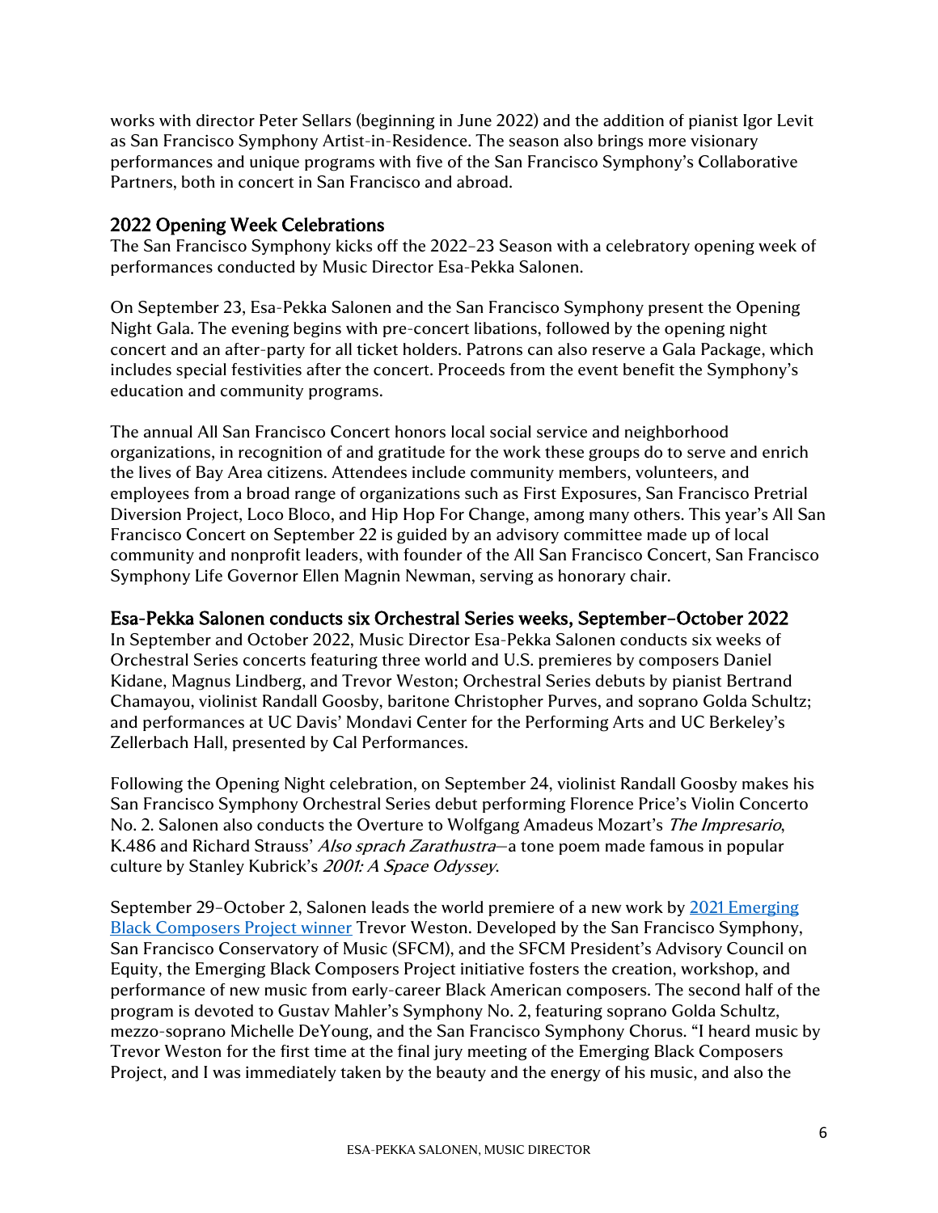works with director Peter Sellars (beginning in June 2022) and the addition of pianist Igor Levit as San Francisco Symphony Artist-in-Residence. The season also brings more visionary performances and unique programs with five of the San Francisco Symphony's Collaborative Partners, both in concert in San Francisco and abroad.

## 2022 Opening Week Celebrations

The San Francisco Symphony kicks off the 2022–23 Season with a celebratory opening week of performances conducted by Music Director Esa-Pekka Salonen.

On September 23, Esa-Pekka Salonen and the San Francisco Symphony present the Opening Night Gala. The evening begins with pre-concert libations, followed by the opening night concert and an after-party for all ticket holders. Patrons can also reserve a Gala Package, which includes special festivities after the concert. Proceeds from the event benefit the Symphony's education and community programs.

The annual All San Francisco Concert honors local social service and neighborhood organizations, in recognition of and gratitude for the work these groups do to serve and enrich the lives of Bay Area citizens. Attendees include community members, volunteers, and employees from a broad range of organizations such as First Exposures, San Francisco Pretrial Diversion Project, Loco Bloco, and Hip Hop For Change, among many others. This year's All San Francisco Concert on September 22 is guided by an advisory committee made up of local community and nonprofit leaders, with founder of the All San Francisco Concert, San Francisco Symphony Life Governor Ellen Magnin Newman, serving as honorary chair.

## Esa-Pekka Salonen conducts six Orchestral Series weeks, September–October 2022

In September and October 2022, Music Director Esa-Pekka Salonen conducts six weeks of Orchestral Series concerts featuring three world and U.S. premieres by composers Daniel Kidane, Magnus Lindberg, and Trevor Weston; Orchestral Series debuts by pianist Bertrand Chamayou, violinist Randall Goosby, baritone Christopher Purves, and soprano Golda Schultz; and performances at UC Davis' Mondavi Center for the Performing Arts and UC Berkeley's Zellerbach Hall, presented by Cal Performances.

Following the Opening Night celebration, on September 24, violinist Randall Goosby makes his San Francisco Symphony Orchestral Series debut performing Florence Price's Violin Concerto No. 2. Salonen also conducts the Overture to Wolfgang Amadeus Mozart's *The Impresario*, K.486 and Richard Strauss' *Also sprach Zarathustra*—a tone poem made famous in popular culture by Stanley Kubrick's *2001: A Space Odyssey*.

September 29–October 2, Salonen leads the world premiere of a new work by 2021 Emerging Black Composers Project winner Trevor Weston. Developed by the San Francisco Symphony, San Francisco Conservatory of Music (SFCM), and the SFCM President's Advisory Council on Equity, the Emerging Black Composers Project initiative fosters the creation, workshop, and performance of new music from early-career Black American composers. The second half of the program is devoted to Gustav Mahler's Symphony No. 2, featuring soprano Golda Schultz, mezzo-soprano Michelle DeYoung, and the San Francisco Symphony Chorus. "I heard music by Trevor Weston for the first time at the final jury meeting of the Emerging Black Composers Project, and I was immediately taken by the beauty and the energy of his music, and also the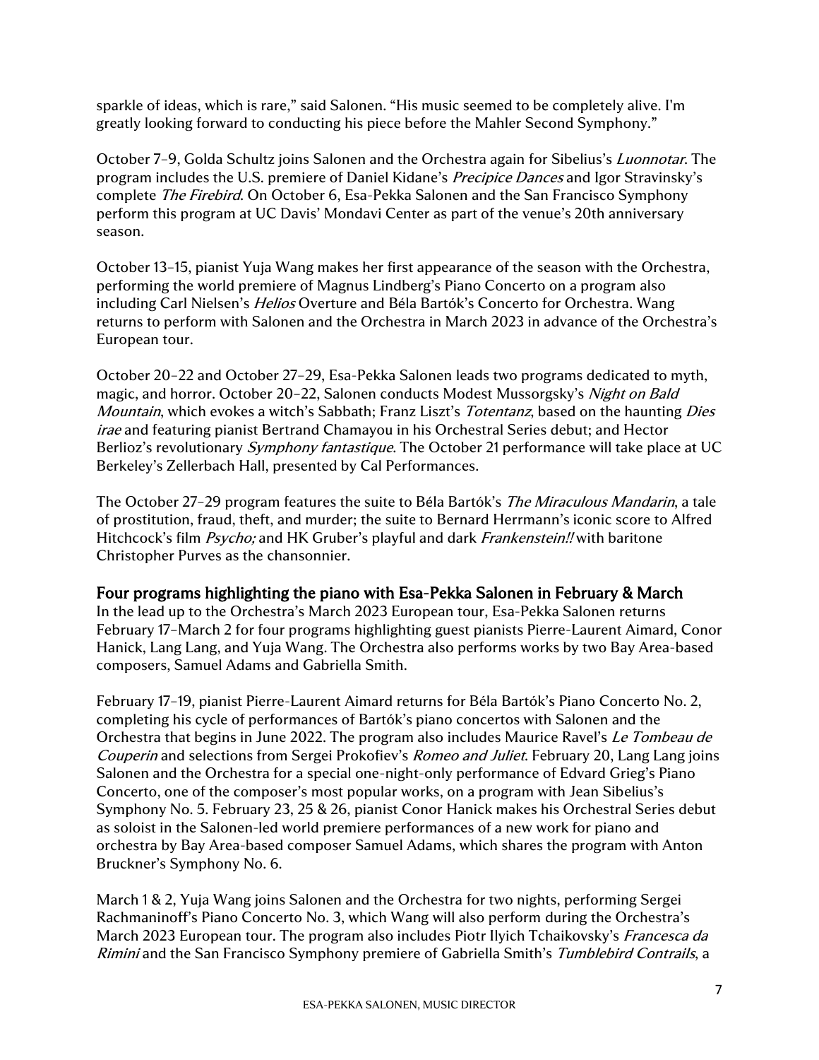sparkle of ideas, which is rare," said Salonen. "His music seemed to be completely alive. I'm greatly looking forward to conducting his piece before the Mahler Second Symphony."

October 7–9, Golda Schultz joins Salonen and the Orchestra again for Sibelius's *Luonnotar*. The program includes the U.S. premiere of Daniel Kidane's *Precipice Dances* and Igor Stravinsky's complete *The Firebird*. On October 6, Esa-Pekka Salonen and the San Francisco Symphony perform this program at UC Davis' Mondavi Center as part of the venue's 20th anniversary season.

October 13–15, pianist Yuja Wang makes her first appearance of the season with the Orchestra, performing the world premiere of Magnus Lindberg's Piano Concerto on a program also including Carl Nielsen's *Helios* Overture and Béla Bartók's Concerto for Orchestra. Wang returns to perform with Salonen and the Orchestra in March 2023 in advance of the Orchestra's European tour.

October 20–22 and October 27–29, Esa-Pekka Salonen leads two programs dedicated to myth, magic, and horror. October 20–22, Salonen conducts Modest Mussorgsky's *Night on Bald Mountain*, which evokes a witch's Sabbath; Franz Liszt's *Totentanz*, based on the haunting *Dies irae* and featuring pianist Bertrand Chamayou in his Orchestral Series debut; and Hector Berlioz's revolutionary *Symphony fantastique*. The October 21 performance will take place at UC Berkeley's Zellerbach Hall, presented by Cal Performances.

The October 27–29 program features the suite to Béla Bartók's *The Miraculous Mandarin*, a tale of prostitution, fraud, theft, and murder; the suite to Bernard Herrmann's iconic score to Alfred Hitchcock's film *Psycho;* and HK Gruber's playful and dark *Frankenstein!!* with baritone Christopher Purves as the chansonnier.

## Four programs highlighting the piano with Esa-Pekka Salonen in February & March

In the lead up to the Orchestra's March 2023 European tour, Esa-Pekka Salonen returns February 17–March 2 for four programs highlighting guest pianists Pierre-Laurent Aimard, Conor Hanick, Lang Lang, and Yuja Wang. The Orchestra also performs works by two Bay Area-based composers, Samuel Adams and Gabriella Smith.

February 17–19, pianist Pierre-Laurent Aimard returns for Béla Bartók's Piano Concerto No. 2, completing his cycle of performances of Bartók's piano concertos with Salonen and the Orchestra that begins in June 2022. The program also includes Maurice Ravel's *Le Tombeau de Couperin* and selections from Sergei Prokofiev's *Romeo and Juliet*. February 20, Lang Lang joins Salonen and the Orchestra for a special one-night-only performance of Edvard Grieg's Piano Concerto, one of the composer's most popular works, on a program with Jean Sibelius's Symphony No. 5. February 23, 25 & 26, pianist Conor Hanick makes his Orchestral Series debut as soloist in the Salonen-led world premiere performances of a new work for piano and orchestra by Bay Area-based composer Samuel Adams, which shares the program with Anton Bruckner's Symphony No. 6.

March 1 & 2, Yuja Wang joins Salonen and the Orchestra for two nights, performing Sergei Rachmaninoff's Piano Concerto No. 3, which Wang will also perform during the Orchestra's March 2023 European tour. The program also includes Piotr Ilyich Tchaikovsky's *Francesca da Rimini* and the San Francisco Symphony premiere of Gabriella Smith's *Tumblebird Contrails*, a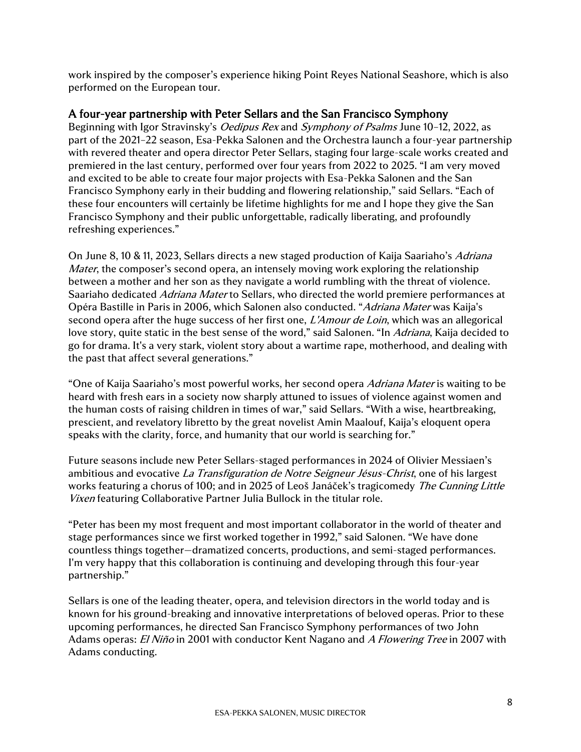work inspired by the composer's experience hiking Point Reyes National Seashore, which is also performed on the European tour.

## A four-year partnership with Peter Sellars and the San Francisco Symphony

Beginning with Igor Stravinsky's *Oedipus Rex* and *Symphony of Psalms* June 10–12, 2022, as part of the 2021–22 season, Esa-Pekka Salonen and the Orchestra launch a four-year partnership with revered theater and opera director Peter Sellars, staging four large-scale works created and premiered in the last century, performed over four years from 2022 to 2025. "I am very moved and excited to be able to create four major projects with Esa-Pekka Salonen and the San Francisco Symphony early in their budding and flowering relationship," said Sellars. "Each of these four encounters will certainly be lifetime highlights for me and I hope they give the San Francisco Symphony and their public unforgettable, radically liberating, and profoundly refreshing experiences."

On June 8, 10 & 11, 2023, Sellars directs a new staged production of Kaija Saariaho's *Adriana Mater*, the composer's second opera, an intensely moving work exploring the relationship between a mother and her son as they navigate a world rumbling with the threat of violence. Saariaho dedicated *Adriana Mater* to Sellars, who directed the world premiere performances at Opéra Bastille in Paris in 2006, which Salonen also conducted. "*Adriana Mater* was Kaija's second opera after the huge success of her first one, *L'Amour de Loin*, which was an allegorical love story, quite static in the best sense of the word," said Salonen. "In *Adriana*, Kaija decided to go for drama. It's a very stark, violent story about a wartime rape, motherhood, and dealing with the past that affect several generations."

"One of Kaija Saariaho's most powerful works, her second opera *Adriana Mater* is waiting to be heard with fresh ears in a society now sharply attuned to issues of violence against women and the human costs of raising children in times of war," said Sellars. "With a wise, heartbreaking, prescient, and revelatory libretto by the great novelist Amin Maalouf, Kaija's eloquent opera speaks with the clarity, force, and humanity that our world is searching for."

Future seasons include new Peter Sellars-staged performances in 2024 of Olivier Messiaen's ambitious and evocative *La Transfiguration de Notre Seigneur Jésus-Christ*, one of his largest works featuring a chorus of 100; and in 2025 of Leoš Janáček's tragicomedy *The Cunning Little Vixen* featuring Collaborative Partner Julia Bullock in the titular role.

"Peter has been my most frequent and most important collaborator in the world of theater and stage performances since we first worked together in 1992," said Salonen. "We have done countless things together—dramatized concerts, productions, and semi-staged performances. I'm very happy that this collaboration is continuing and developing through this four-year partnership."

Sellars is one of the leading theater, opera, and television directors in the world today and is known for his ground-breaking and innovative interpretations of beloved operas. Prior to these upcoming performances, he directed San Francisco Symphony performances of two John Adams operas: *El Niño* in 2001 with conductor Kent Nagano and *A Flowering Tree* in 2007 with Adams conducting.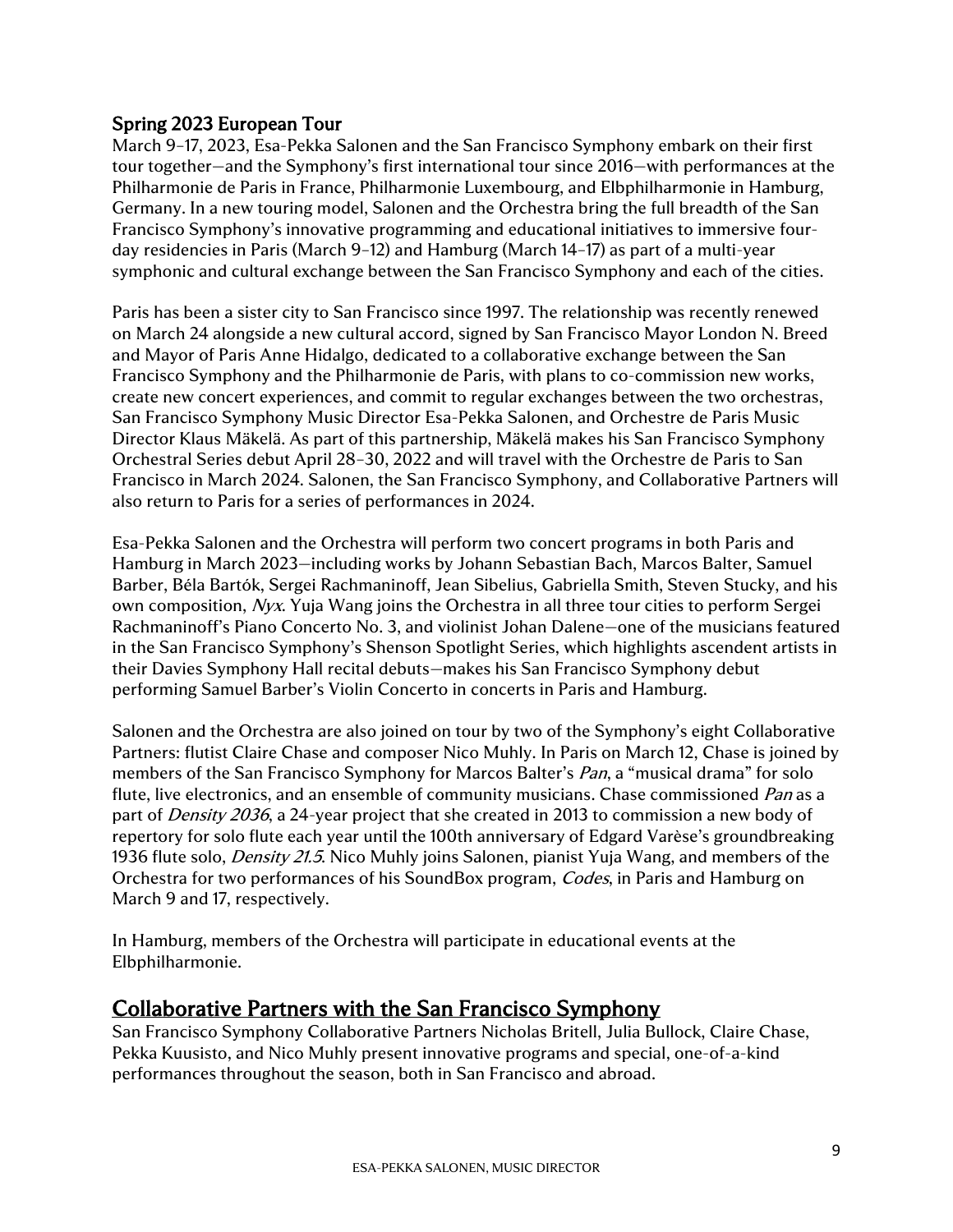## Spring 2023 European Tour

March 9–17, 2023, Esa-Pekka Salonen and the San Francisco Symphony embark on their first tour together—and the Symphony's first international tour since 2016—with performances at the Philharmonie de Paris in France, Philharmonie Luxembourg, and Elbphilharmonie in Hamburg, Germany. In a new touring model, Salonen and the Orchestra bring the full breadth of the San Francisco Symphony's innovative programming and educational initiatives to immersive four-day residencies in Paris (March 9–12) and Hamburg (March 14–17) as part of a multi-year symphonic and cultural exchange between the San Francisco Symphony and each of the cities.

Paris has been a sister city to San Francisco since 1997. The relationship was recently renewed on March 24 alongside a new cultural accord, signed by San Francisco Mayor London N. Breed and Mayor of Paris Anne Hidalgo, dedicated to a collaborative exchange between the San Francisco Symphony and the Philharmonie de Paris, with plans to co-commission new works, create new concert experiences, and commit to regular exchanges between the two orchestras, San Francisco Symphony Music Director Esa-Pekka Salonen, and Orchestre de Paris Music Director Klaus Mäkelä. As part of this partnership, Mäkelä makes his San Francisco Symphony Orchestral Series debut April 28–30, 2022 and will travel with the Orchestre de Paris to San Francisco in March 2024. Salonen, the San Francisco Symphony, and Collaborative Partners will also return to Paris for a series of performances in 2024.

Esa-Pekka Salonen and the Orchestra will perform two concert programs in both Paris and Hamburg in March 2023—including works by Johann Sebastian Bach, Marcos Balter, Samuel Barber, Béla Bartók, Sergei Rachmaninoff, Jean Sibelius, Gabriella Smith, Steven Stucky, and his own composition, *Nyx*. Yuja Wang joins the Orchestra in all three tour cities to perform Sergei Rachmaninoff's Piano Concerto No. 3, and violinist Johan Dalene—one of the musicians featured in the San Francisco Symphony's Shenson Spotlight Series, which highlights ascendent artists in their Davies Symphony Hall recital debuts—makes his San Francisco Symphony debut performing Samuel Barber's Violin Concerto in concerts in Paris and Hamburg.

Salonen and the Orchestra are also joined on tour by two of the Symphony's eight Collaborative Partners: flutist Claire Chase and composer Nico Muhly. In Paris on March 12, Chase is joined by members of the San Francisco Symphony for Marcos Balter's *Pan*, a "musical drama" for solo flute, live electronics, and an ensemble of community musicians. Chase commissioned *Pan* as a part of *Density 2036*, a 24-year project that she created in 2013 to commission a new body of repertory for solo flute each year until the 100th anniversary of Edgard Varèse's groundbreaking 1936 flute solo, *Density 21.5*. Nico Muhly joins Salonen, pianist Yuja Wang, and members of the Orchestra for two performances of his SoundBox program, *Codes*, in Paris and Hamburg on March 9 and 17, respectively.

In Hamburg, members of the Orchestra will participate in educational events at the Elbphilharmonie.

## Collaborative Partners with the San Francisco Symphony

San Francisco Symphony Collaborative Partners Nicholas Britell, Julia Bullock, Claire Chase, Pekka Kuusisto, and Nico Muhly present innovative programs and special, one-of-a-kind performances throughout the season, both in San Francisco and abroad.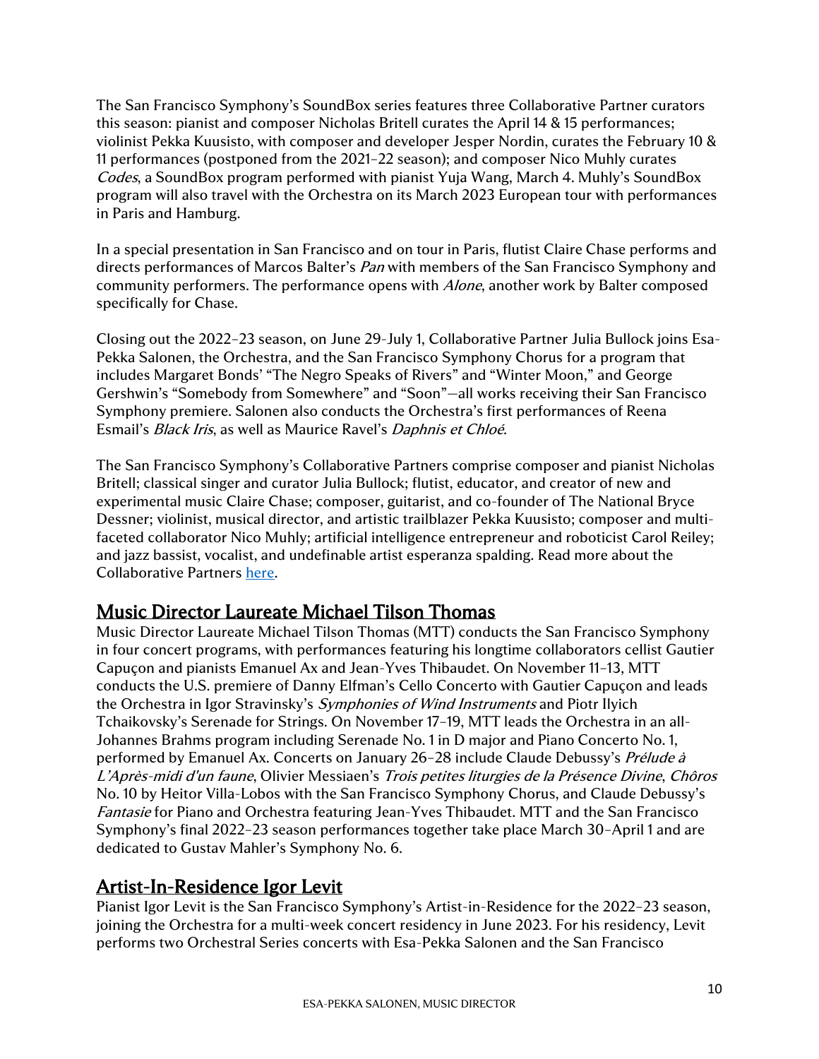The San Francisco Symphony's SoundBox series features three Collaborative Partner curators this season: pianist and composer Nicholas Britell curates the April 14 & 15 performances; violinist Pekka Kuusisto, with composer and developer Jesper Nordin, curates the February 10 & 11 performances (postponed from the 2021–22 season); and composer Nico Muhly curates *Codes*, a SoundBox program performed with pianist Yuja Wang, March 4. Muhly's SoundBox program will also travel with the Orchestra on its March 2023 European tour with performances in Paris and Hamburg.

In a special presentation in San Francisco and on tour in Paris, flutist Claire Chase performs and directs performances of Marcos Balter's *Pan* with members of the San Francisco Symphony and community performers. The performance opens with *Alone*, another work by Balter composed specifically for Chase.

Closing out the 2022–23 season, on June 29-July 1, Collaborative Partner Julia Bullock joins Esa-Pekka Salonen, the Orchestra, and the San Francisco Symphony Chorus for a program that includes Margaret Bonds' "The Negro Speaks of Rivers" and "Winter Moon," and George Gershwin's "Somebody from Somewhere" and "Soon"—all works receiving their San Francisco Symphony premiere. Salonen also conducts the Orchestra's first performances of Reena Esmail's *Black Iris*, as well as Maurice Ravel's *Daphnis et Chloé*.

The San Francisco Symphony's Collaborative Partners comprise composer and pianist Nicholas Britell; classical singer and curator Julia Bullock; flutist, educator, and creator of new and experimental music Claire Chase; composer, guitarist, and co-founder of The National Bryce Dessner; violinist, musical director, and artistic trailblazer Pekka Kuusisto; composer and multi-faceted collaborator Nico Muhly; artificial intelligence entrepreneur and roboticist Carol Reiley; and jazz bassist, vocalist, and undefinable artist esperanza spalding. Read more about the Collaborative Partners [here](#).

## Music Director Laureate Michael Tilson Thomas

Music Director Laureate Michael Tilson Thomas (MTT) conducts the San Francisco Symphony in four concert programs, with performances featuring his longtime collaborators cellist Gautier Capuçon and pianists Emanuel Ax and Jean-Yves Thibaudet. On November 11–13, MTT conducts the U.S. premiere of Danny Elfman's Cello Concerto with Gautier Capuçon and leads the Orchestra in Igor Stravinsky's *Symphonies of Wind Instruments* and Piotr Ilyich Tchaikovsky's Serenade for Strings. On November 17–19, MTT leads the Orchestra in an all-Johannes Brahms program including Serenade No. 1 in D major and Piano Concerto No. 1, performed by Emanuel Ax. Concerts on January 26–28 include Claude Debussy's *Prélude à L'Après-midi d'un faune*, Olivier Messiaen's *Trois petites liturgies de la Présence Divine*, *Chôros* No. 10 by Heitor Villa-Lobos with the San Francisco Symphony Chorus, and Claude Debussy's *Fantasie* for Piano and Orchestra featuring Jean-Yves Thibaudet. MTT and the San Francisco Symphony's final 2022–23 season performances together take place March 30–April 1 and are dedicated to Gustav Mahler's Symphony No. 6.

## Artist-In-Residence Igor Levit

Pianist Igor Levit is the San Francisco Symphony's Artist-in-Residence for the 2022–23 season, joining the Orchestra for a multi-week concert residency in June 2023. For his residency, Levit performs two Orchestral Series concerts with Esa-Pekka Salonen and the San Francisco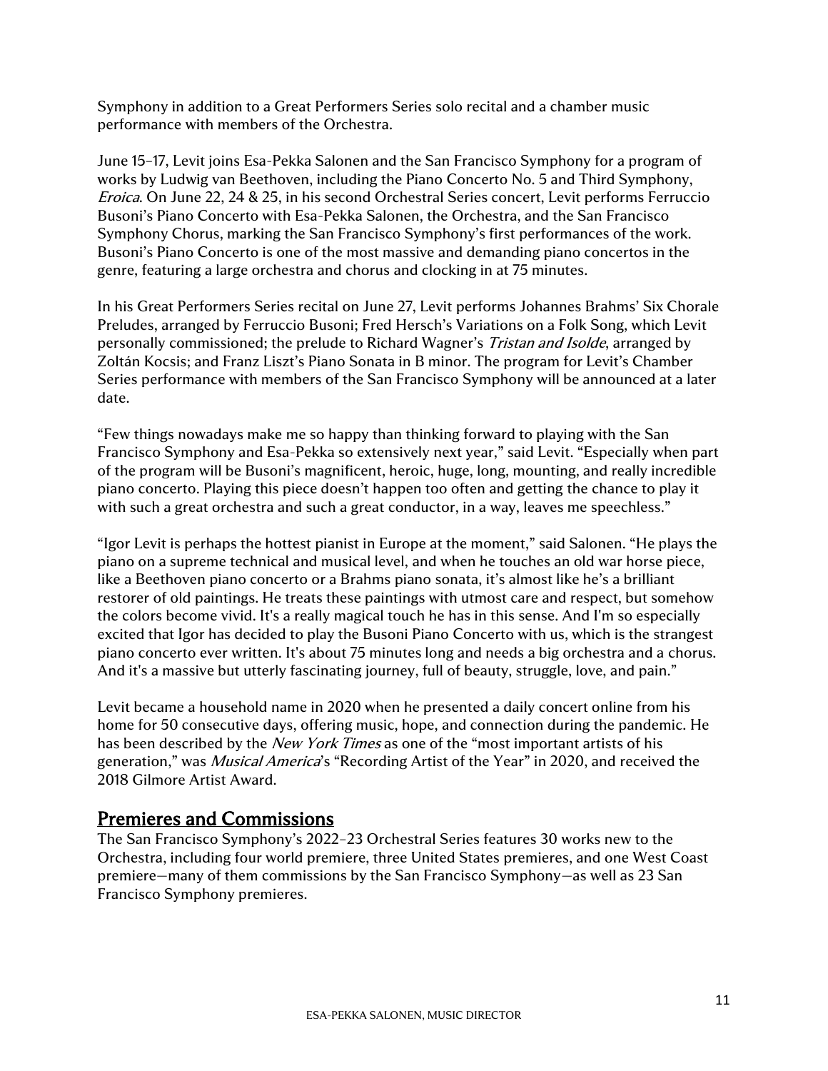Symphony in addition to a Great Performers Series solo recital and a chamber music performance with members of the Orchestra.

June 15–17, Levit joins Esa-Pekka Salonen and the San Francisco Symphony for a program of works by Ludwig van Beethoven, including the Piano Concerto No. 5 and Third Symphony, *Eroica*. On June 22, 24 & 25, in his second Orchestral Series concert, Levit performs Ferruccio Busoni's Piano Concerto with Esa-Pekka Salonen, the Orchestra, and the San Francisco Symphony Chorus, marking the San Francisco Symphony's first performances of the work. Busoni's Piano Concerto is one of the most massive and demanding piano concertos in the genre, featuring a large orchestra and chorus and clocking in at 75 minutes.

In his Great Performers Series recital on June 27, Levit performs Johannes Brahms' Six Chorale Preludes, arranged by Ferruccio Busoni; Fred Hersch's Variations on a Folk Song, which Levit personally commissioned; the prelude to Richard Wagner's *Tristan and Isolde*, arranged by Zoltán Kocsis; and Franz Liszt's Piano Sonata in B minor. The program for Levit's Chamber Series performance with members of the San Francisco Symphony will be announced at a later date.

"Few things nowadays make me so happy than thinking forward to playing with the San Francisco Symphony and Esa-Pekka so extensively next year," said Levit. "Especially when part of the program will be Busoni's magnificent, heroic, huge, long, mounting, and really incredible piano concerto. Playing this piece doesn't happen too often and getting the chance to play it with such a great orchestra and such a great conductor, in a way, leaves me speechless."

"Igor Levit is perhaps the hottest pianist in Europe at the moment," said Salonen. "He plays the piano on a supreme technical and musical level, and when he touches an old war horse piece, like a Beethoven piano concerto or a Brahms piano sonata, it's almost like he's a brilliant restorer of old paintings. He treats these paintings with utmost care and respect, but somehow the colors become vivid. It's a really magical touch he has in this sense. And I'm so especially excited that Igor has decided to play the Busoni Piano Concerto with us, which is the strangest piano concerto ever written. It's about 75 minutes long and needs a big orchestra and a chorus. And it's a massive but utterly fascinating journey, full of beauty, struggle, love, and pain."

Levit became a household name in 2020 when he presented a daily concert online from his home for 50 consecutive days, offering music, hope, and connection during the pandemic. He has been described by the *New York Times* as one of the "most important artists of his generation," was *Musical America*'s "Recording Artist of the Year" in 2020, and received the 2018 Gilmore Artist Award.

## Premieres and Commissions

The San Francisco Symphony's 2022–23 Orchestral Series features 30 works new to the Orchestra, including four world premiere, three United States premieres, and one West Coast premiere—many of them commissions by the San Francisco Symphony—as well as 23 San Francisco Symphony premieres.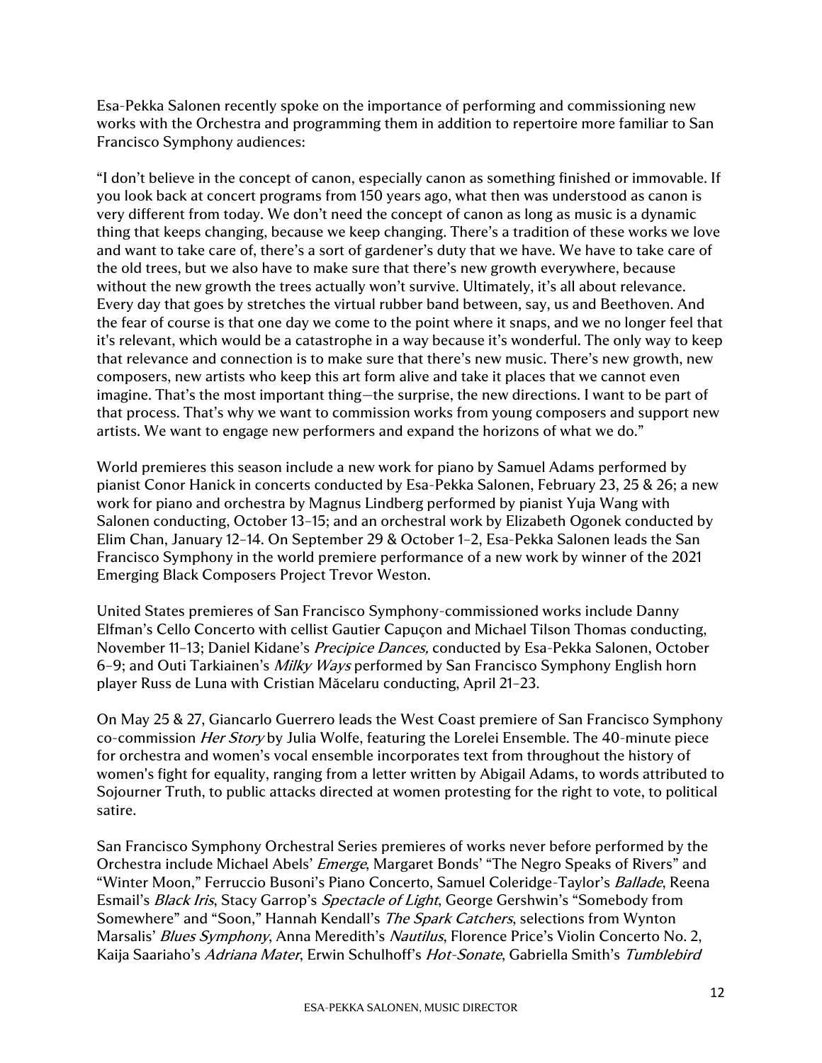Esa-Pekka Salonen recently spoke on the importance of performing and commissioning new works with the Orchestra and programming them in addition to repertoire more familiar to San Francisco Symphony audiences:

"I don't believe in the concept of canon, especially canon as something finished or immovable. If you look back at concert programs from 150 years ago, what then was understood as canon is very different from today. We don't need the concept of canon as long as music is a dynamic thing that keeps changing, because we keep changing. There's a tradition of these works we love and want to take care of, there's a sort of gardener's duty that we have. We have to take care of the old trees, but we also have to make sure that there's new growth everywhere, because without the new growth the trees actually won't survive. Ultimately, it's all about relevance. Every day that goes by stretches the virtual rubber band between, say, us and Beethoven. And the fear of course is that one day we come to the point where it snaps, and we no longer feel that it's relevant, which would be a catastrophe in a way because it's wonderful. The only way to keep that relevance and connection is to make sure that there's new music. There's new growth, new composers, new artists who keep this art form alive and take it places that we cannot even imagine. That's the most important thing—the surprise, the new directions. I want to be part of that process. That's why we want to commission works from young composers and support new artists. We want to engage new performers and expand the horizons of what we do."

World premieres this season include a new work for piano by Samuel Adams performed by pianist Conor Hanick in concerts conducted by Esa-Pekka Salonen, February 23, 25 & 26; a new work for piano and orchestra by Magnus Lindberg performed by pianist Yuja Wang with Salonen conducting, October 13–15; and an orchestral work by Elizabeth Ogonek conducted by Elim Chan, January 12–14. On September 29 & October 1–2, Esa-Pekka Salonen leads the San Francisco Symphony in the world premiere performance of a new work by winner of the 2021 Emerging Black Composers Project Trevor Weston.

United States premieres of San Francisco Symphony-commissioned works include Danny Elfman's Cello Concerto with cellist Gautier Capuçon and Michael Tilson Thomas conducting, November 11–13; Daniel Kidane's *Precipice Dances,* conducted by Esa-Pekka Salonen, October 6–9; and Outi Tarkiainen's *Milky Ways* performed by San Francisco Symphony English horn player Russ de Luna with Cristian Măcelaru conducting, April 21–23.

On May 25 & 27, Giancarlo Guerrero leads the West Coast premiere of San Francisco Symphony co-commission *Her Story* by Julia Wolfe, featuring the Lorelei Ensemble. The 40-minute piece for orchestra and women's vocal ensemble incorporates text from throughout the history of women's fight for equality, ranging from a letter written by Abigail Adams, to words attributed to Sojourner Truth, to public attacks directed at women protesting for the right to vote, to political satire.

San Francisco Symphony Orchestral Series premieres of works never before performed by the Orchestra include Michael Abels' *Emerge*, Margaret Bonds' "The Negro Speaks of Rivers" and "Winter Moon," Ferruccio Busoni's Piano Concerto, Samuel Coleridge-Taylor's *Ballade*, Reena Esmail's *Black Iris*, Stacy Garrop's *Spectacle of Light*, George Gershwin's "Somebody from Somewhere" and "Soon," Hannah Kendall's *The Spark Catchers*, selections from Wynton Marsalis' *Blues Symphony*, Anna Meredith's *Nautilus*, Florence Price's Violin Concerto No. 2, Kaija Saariaho's *Adriana Mater*, Erwin Schulhoff's *Hot-Sonate*, Gabriella Smith's *Tumblebird*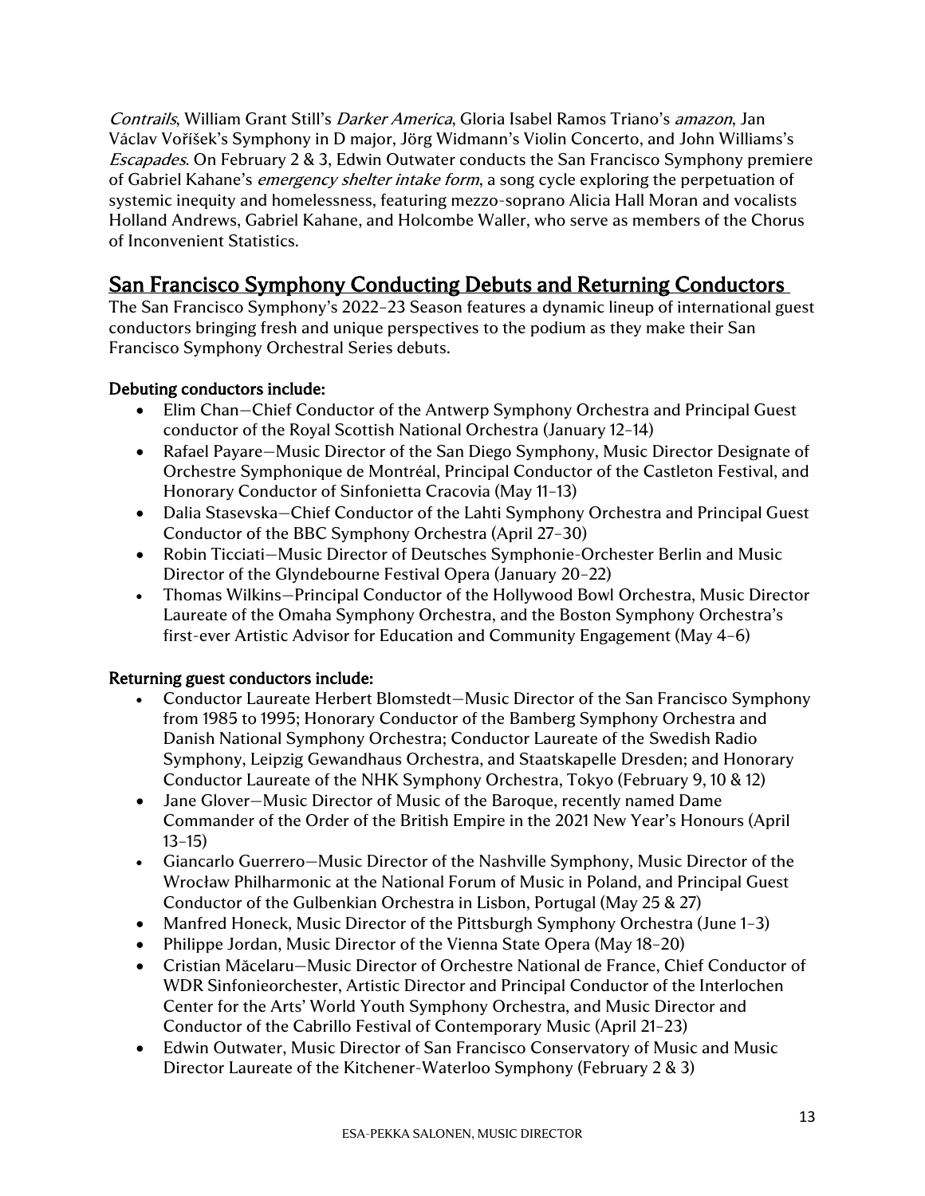*Contrails*, William Grant Still's *Darker America*, Gloria Isabel Ramos Triano's *amazon*, Jan Václav Voříšek's Symphony in D major, Jörg Widmann's Violin Concerto, and John Williams's *Escapades*. On February 2 & 3, Edwin Outwater conducts the San Francisco Symphony premiere of Gabriel Kahane's *emergency shelter intake form*, a song cycle exploring the perpetuation of systemic inequity and homelessness, featuring mezzo-soprano Alicia Hall Moran and vocalists Holland Andrews, Gabriel Kahane, and Holcombe Waller, who serve as members of the Chorus of Inconvenient Statistics.

## San Francisco Symphony Conducting Debuts and Returning Conductors

The San Francisco Symphony's 2022–23 Season features a dynamic lineup of international guest conductors bringing fresh and unique perspectives to the podium as they make their San Francisco Symphony Orchestral Series debuts.

**Debuting conductors include:**

- Elim Chan—Chief Conductor of the Antwerp Symphony Orchestra and Principal Guest conductor of the Royal Scottish National Orchestra (January 12–14)
- Rafael Payare—Music Director of the San Diego Symphony, Music Director Designate of Orchestre Symphonique de Montréal, Principal Conductor of the Castleton Festival, and Honorary Conductor of Sinfonietta Cracovia (May 11–13)
- Dalia Stasevska—Chief Conductor of the Lahti Symphony Orchestra and Principal Guest Conductor of the BBC Symphony Orchestra (April 27–30)
- Robin Ticciati—Music Director of Deutsches Symphonie-Orchester Berlin and Music Director of the Glyndebourne Festival Opera (January 20–22)
- Thomas Wilkins—Principal Conductor of the Hollywood Bowl Orchestra, Music Director Laureate of the Omaha Symphony Orchestra, and the Boston Symphony Orchestra's first-ever Artistic Advisor for Education and Community Engagement (May 4–6)

**Returning guest conductors include:**

- Conductor Laureate Herbert Blomstedt—Music Director of the San Francisco Symphony from 1985 to 1995; Honorary Conductor of the Bamberg Symphony Orchestra and Danish National Symphony Orchestra; Conductor Laureate of the Swedish Radio Symphony, Leipzig Gewandhaus Orchestra, and Staatskapelle Dresden; and Honorary Conductor Laureate of the NHK Symphony Orchestra, Tokyo (February 9, 10 & 12)
- Jane Glover—Music Director of Music of the Baroque, recently named Dame Commander of the Order of the British Empire in the 2021 New Year's Honours (April 13–15)
- Giancarlo Guerrero—Music Director of the Nashville Symphony, Music Director of the Wrocław Philharmonic at the National Forum of Music in Poland, and Principal Guest Conductor of the Gulbenkian Orchestra in Lisbon, Portugal (May 25 & 27)
- Manfred Honeck, Music Director of the Pittsburgh Symphony Orchestra (June 1–3)
- Philippe Jordan, Music Director of the Vienna State Opera (May 18–20)
- Cristian Măcelaru—Music Director of Orchestre National de France, Chief Conductor of WDR Sinfonieorchester, Artistic Director and Principal Conductor of the Interlochen Center for the Arts' World Youth Symphony Orchestra, and Music Director and Conductor of the Cabrillo Festival of Contemporary Music (April 21–23)
- Edwin Outwater, Music Director of San Francisco Conservatory of Music and Music Director Laureate of the Kitchener-Waterloo Symphony (February 2 & 3)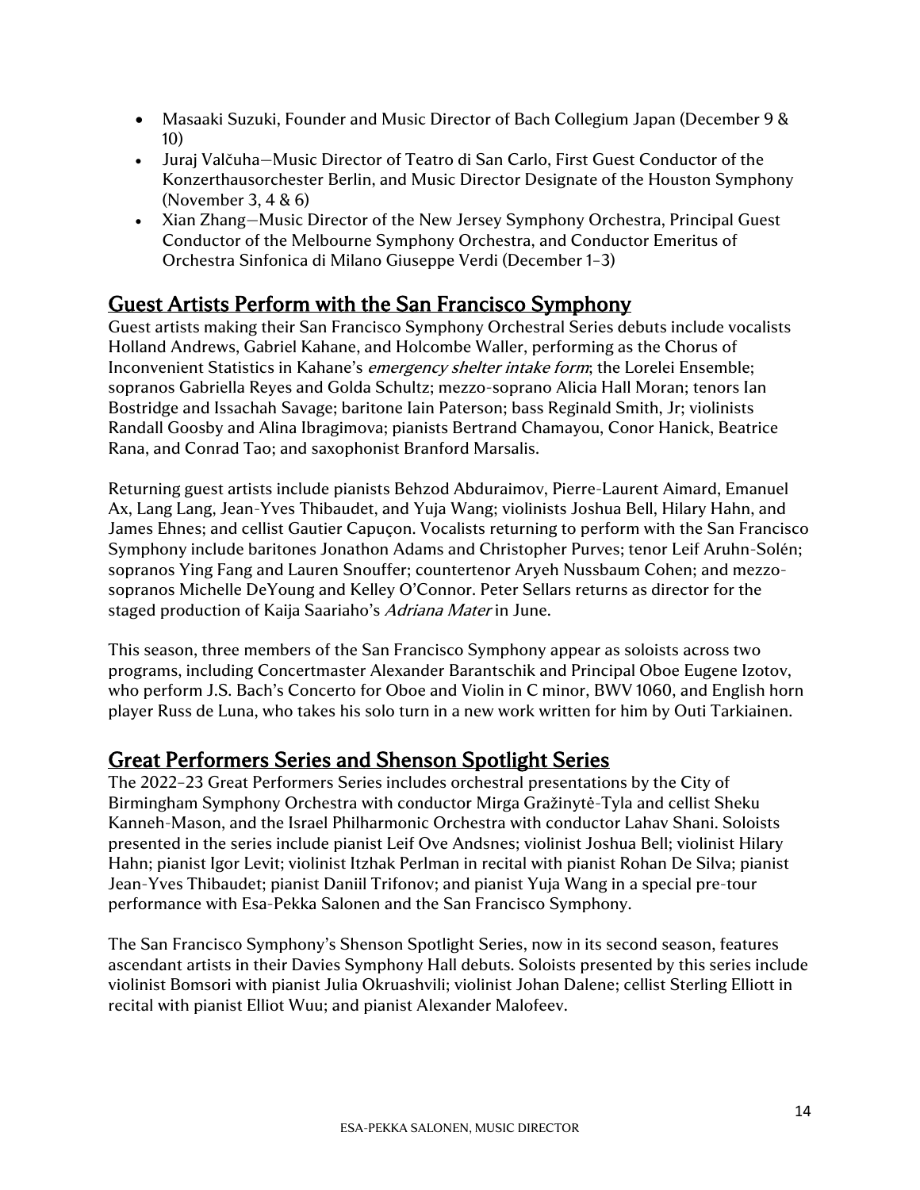- Masaaki Suzuki, Founder and Music Director of Bach Collegium Japan (December 9 & 10)
- Juraj Valčuha—Music Director of Teatro di San Carlo, First Guest Conductor of the Konzerthausorchester Berlin, and Music Director Designate of the Houston Symphony (November 3, 4 & 6)
- Xian Zhang—Music Director of the New Jersey Symphony Orchestra, Principal Guest Conductor of the Melbourne Symphony Orchestra, and Conductor Emeritus of Orchestra Sinfonica di Milano Giuseppe Verdi (December 1–3)

## Guest Artists Perform with the San Francisco Symphony

Guest artists making their San Francisco Symphony Orchestral Series debuts include vocalists Holland Andrews, Gabriel Kahane, and Holcombe Waller, performing as the Chorus of Inconvenient Statistics in Kahane's *emergency shelter intake form*; the Lorelei Ensemble; sopranos Gabriella Reyes and Golda Schultz; mezzo-soprano Alicia Hall Moran; tenors Ian Bostridge and Issachah Savage; baritone Iain Paterson; bass Reginald Smith, Jr; violinists Randall Goosby and Alina Ibragimova; pianists Bertrand Chamayou, Conor Hanick, Beatrice Rana, and Conrad Tao; and saxophonist Branford Marsalis.

Returning guest artists include pianists Behzod Abduraimov, Pierre-Laurent Aimard, Emanuel Ax, Lang Lang, Jean-Yves Thibaudet, and Yuja Wang; violinists Joshua Bell, Hilary Hahn, and James Ehnes; and cellist Gautier Capuçon. Vocalists returning to perform with the San Francisco Symphony include baritones Jonathon Adams and Christopher Purves; tenor Leif Aruhn-Solén; sopranos Ying Fang and Lauren Snouffer; countertenor Aryeh Nussbaum Cohen; and mezzo-sopranos Michelle DeYoung and Kelley O'Connor. Peter Sellars returns as director for the staged production of Kaija Saariaho's *Adriana Mater* in June.

This season, three members of the San Francisco Symphony appear as soloists across two programs, including Concertmaster Alexander Barantschik and Principal Oboe Eugene Izotov, who perform J.S. Bach's Concerto for Oboe and Violin in C minor, BWV 1060, and English horn player Russ de Luna, who takes his solo turn in a new work written for him by Outi Tarkiainen.

## Great Performers Series and Shenson Spotlight Series

The 2022–23 Great Performers Series includes orchestral presentations by the City of Birmingham Symphony Orchestra with conductor Mirga Gražinytė-Tyla and cellist Sheku Kanneh-Mason, and the Israel Philharmonic Orchestra with conductor Lahav Shani. Soloists presented in the series include pianist Leif Ove Andsnes; violinist Joshua Bell; violinist Hilary Hahn; pianist Igor Levit; violinist Itzhak Perlman in recital with pianist Rohan De Silva; pianist Jean-Yves Thibaudet; pianist Daniil Trifonov; and pianist Yuja Wang in a special pre-tour performance with Esa-Pekka Salonen and the San Francisco Symphony.

The San Francisco Symphony's Shenson Spotlight Series, now in its second season, features ascendant artists in their Davies Symphony Hall debuts. Soloists presented by this series include violinist Bomsori with pianist Julia Okruashvili; violinist Johan Dalene; cellist Sterling Elliott in recital with pianist Elliot Wuu; and pianist Alexander Malofeev.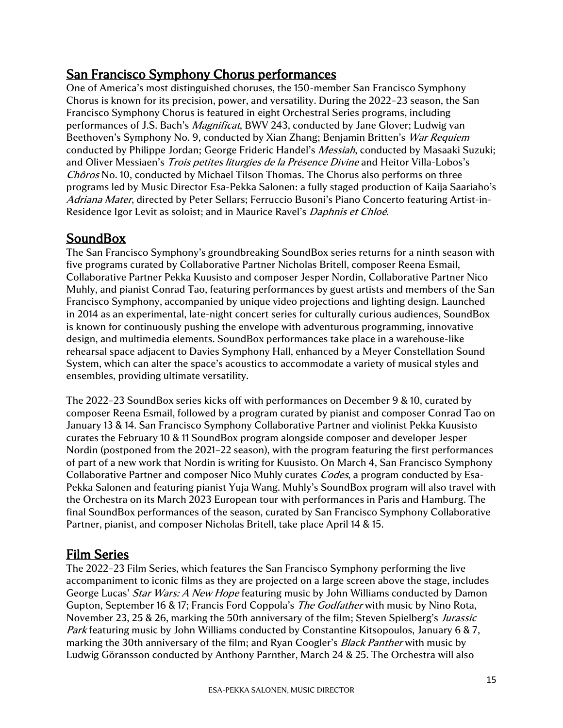## San Francisco Symphony Chorus performances

One of America's most distinguished choruses, the 150-member San Francisco Symphony Chorus is known for its precision, power, and versatility. During the 2022–23 season, the San Francisco Symphony Chorus is featured in eight Orchestral Series programs, including performances of J.S. Bach's *Magnificat*, BWV 243, conducted by Jane Glover; Ludwig van Beethoven's Symphony No. 9, conducted by Xian Zhang; Benjamin Britten's *War Requiem* conducted by Philippe Jordan; George Frideric Handel's *Messiah*, conducted by Masaaki Suzuki; and Oliver Messiaen's *Trois petites liturgies de la Présence Divine* and Heitor Villa-Lobos's *Chôros* No. 10, conducted by Michael Tilson Thomas. The Chorus also performs on three programs led by Music Director Esa-Pekka Salonen: a fully staged production of Kaija Saariaho's *Adriana Mater*, directed by Peter Sellars; Ferruccio Busoni's Piano Concerto featuring Artist-in-Residence Igor Levit as soloist; and in Maurice Ravel's *Daphnis et Chloé.*

## SoundBox

The San Francisco Symphony's groundbreaking SoundBox series returns for a ninth season with five programs curated by Collaborative Partner Nicholas Britell, composer Reena Esmail, Collaborative Partner Pekka Kuusisto and composer Jesper Nordin, Collaborative Partner Nico Muhly, and pianist Conrad Tao, featuring performances by guest artists and members of the San Francisco Symphony, accompanied by unique video projections and lighting design. Launched in 2014 as an experimental, late-night concert series for culturally curious audiences, SoundBox is known for continuously pushing the envelope with adventurous programming, innovative design, and multimedia elements. SoundBox performances take place in a warehouse-like rehearsal space adjacent to Davies Symphony Hall, enhanced by a Meyer Constellation Sound System, which can alter the space's acoustics to accommodate a variety of musical styles and ensembles, providing ultimate versatility.

The 2022–23 SoundBox series kicks off with performances on December 9 & 10, curated by composer Reena Esmail, followed by a program curated by pianist and composer Conrad Tao on January 13 & 14. San Francisco Symphony Collaborative Partner and violinist Pekka Kuusisto curates the February 10 & 11 SoundBox program alongside composer and developer Jesper Nordin (postponed from the 2021–22 season), with the program featuring the first performances of part of a new work that Nordin is writing for Kuusisto. On March 4, San Francisco Symphony Collaborative Partner and composer Nico Muhly curates *Codes*, a program conducted by Esa-Pekka Salonen and featuring pianist Yuja Wang. Muhly's SoundBox program will also travel with the Orchestra on its March 2023 European tour with performances in Paris and Hamburg. The final SoundBox performances of the season, curated by San Francisco Symphony Collaborative Partner, pianist, and composer Nicholas Britell, take place April 14 & 15.

## Film Series

The 2022–23 Film Series, which features the San Francisco Symphony performing the live accompaniment to iconic films as they are projected on a large screen above the stage, includes George Lucas' *Star Wars: A New Hope* featuring music by John Williams conducted by Damon Gupton, September 16 & 17; Francis Ford Coppola's *The Godfather* with music by Nino Rota, November 23, 25 & 26, marking the 50th anniversary of the film; Steven Spielberg's *Jurassic Park* featuring music by John Williams conducted by Constantine Kitsopoulos, January 6 & 7, marking the 30th anniversary of the film; and Ryan Coogler's *Black Panther* with music by Ludwig Göransson conducted by Anthony Parnther, March 24 & 25. The Orchestra will also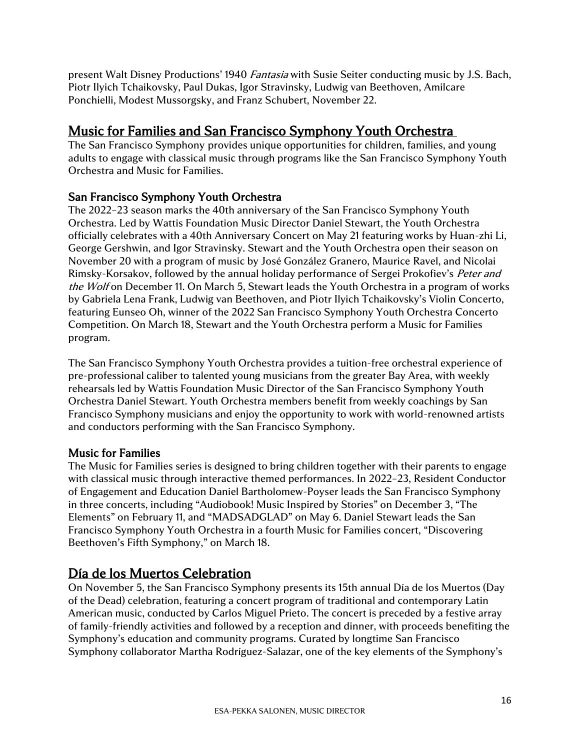present Walt Disney Productions' 1940 *Fantasia* with Susie Seiter conducting music by J.S. Bach, Piotr Ilyich Tchaikovsky, Paul Dukas, Igor Stravinsky, Ludwig van Beethoven, Amilcare Ponchielli, Modest Mussorgsky, and Franz Schubert, November 22.

## Music for Families and San Francisco Symphony Youth Orchestra

The San Francisco Symphony provides unique opportunities for children, families, and young adults to engage with classical music through programs like the San Francisco Symphony Youth Orchestra and Music for Families.

### San Francisco Symphony Youth Orchestra

The 2022–23 season marks the 40th anniversary of the San Francisco Symphony Youth Orchestra. Led by Wattis Foundation Music Director Daniel Stewart, the Youth Orchestra officially celebrates with a 40th Anniversary Concert on May 21 featuring works by Huan-zhi Li, George Gershwin, and Igor Stravinsky. Stewart and the Youth Orchestra open their season on November 20 with a program of music by José González Granero, Maurice Ravel, and Nicolai Rimsky-Korsakov, followed by the annual holiday performance of Sergei Prokofiev's *Peter and the Wolf* on December 11. On March 5, Stewart leads the Youth Orchestra in a program of works by Gabriela Lena Frank, Ludwig van Beethoven, and Piotr Ilyich Tchaikovsky's Violin Concerto, featuring Eunseo Oh, winner of the 2022 San Francisco Symphony Youth Orchestra Concerto Competition. On March 18, Stewart and the Youth Orchestra perform a Music for Families program.

The San Francisco Symphony Youth Orchestra provides a tuition-free orchestral experience of pre-professional caliber to talented young musicians from the greater Bay Area, with weekly rehearsals led by Wattis Foundation Music Director of the San Francisco Symphony Youth Orchestra Daniel Stewart. Youth Orchestra members benefit from weekly coachings by San Francisco Symphony musicians and enjoy the opportunity to work with world-renowned artists and conductors performing with the San Francisco Symphony.

### Music for Families

The Music for Families series is designed to bring children together with their parents to engage with classical music through interactive themed performances. In 2022–23, Resident Conductor of Engagement and Education Daniel Bartholomew-Poyser leads the San Francisco Symphony in three concerts, including "Audiobook! Music Inspired by Stories" on December 3, "The Elements" on February 11, and "MADSADGLAD" on May 6. Daniel Stewart leads the San Francisco Symphony Youth Orchestra in a fourth Music for Families concert, "Discovering Beethoven's Fifth Symphony," on March 18.

## Día de los Muertos Celebration

On November 5, the San Francisco Symphony presents its 15th annual Día de los Muertos (Day of the Dead) celebration, featuring a concert program of traditional and contemporary Latin American music, conducted by Carlos Miguel Prieto. The concert is preceded by a festive array of family-friendly activities and followed by a reception and dinner, with proceeds benefiting the Symphony's education and community programs. Curated by longtime San Francisco Symphony collaborator Martha Rodríguez-Salazar, one of the key elements of the Symphony's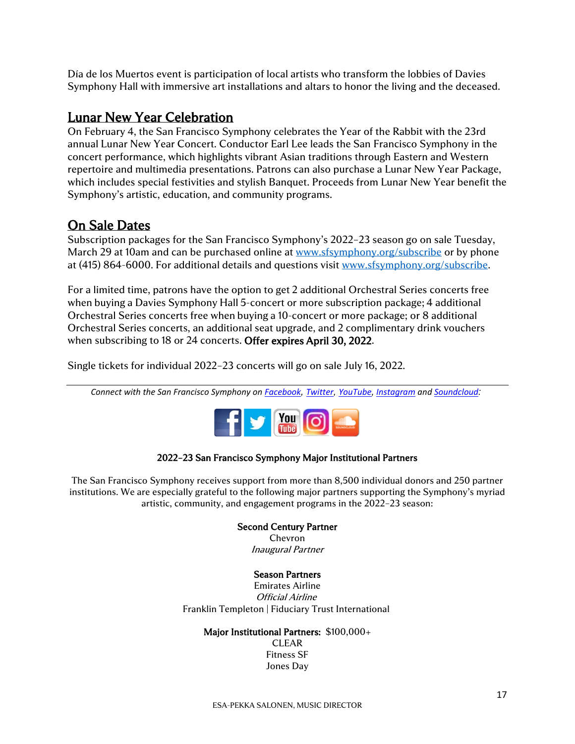Día de los Muertos event is participation of local artists who transform the lobbies of Davies Symphony Hall with immersive art installations and altars to honor the living and the deceased.

## Lunar New Year Celebration

On February 4, the San Francisco Symphony celebrates the Year of the Rabbit with the 23rd annual Lunar New Year Concert. Conductor Earl Lee leads the San Francisco Symphony in the concert performance, which highlights vibrant Asian traditions through Eastern and Western repertoire and multimedia presentations. Patrons can also purchase a Lunar New Year Package, which includes special festivities and stylish Banquet. Proceeds from Lunar New Year benefit the Symphony's artistic, education, and community programs.

## On Sale Dates

Subscription packages for the San Francisco Symphony's 2022–23 season go on sale Tuesday, March 29 at 10am and can be purchased online at [www.sfsymphony.org/subscribe](http://www.sfsymphony.org/subscribe) or by phone at (415) 864-6000. For additional details and questions visit [www.sfsymphony.org/subscribe](http://www.sfsymphony.org/subscribe).

For a limited time, patrons have the option to get 2 additional Orchestral Series concerts free when buying a Davies Symphony Hall 5-concert or more subscription package; 4 additional Orchestral Series concerts free when buying a 10-concert or more package; or 8 additional Orchestral Series concerts, an additional seat upgrade, and 2 complimentary drink vouchers when subscribing to 18 or 24 concerts. **Offer expires April 30, 2022**.

Single tickets for individual 2022–23 concerts will go on sale July 16, 2022.

---

*Connect with the San Francisco Symphony on [Facebook](), [Twitter](), [YouTube](), [Instagram]() and [Soundcloud]():*

**2022–23 San Francisco Symphony Major Institutional Partners**

The San Francisco Symphony receives support from more than 8,500 individual donors and 250 partner institutions. We are especially grateful to the following major partners supporting the Symphony's myriad artistic, community, and engagement programs in the 2022–23 season:

**Second Century Partner**
Chevron
*Inaugural Partner*

**Season Partners**
Emirates Airline
*Official Airline*
Franklin Templeton | Fiduciary Trust International

**Major Institutional Partners:** $100,000+
CLEAR
Fitness SF
Jones Day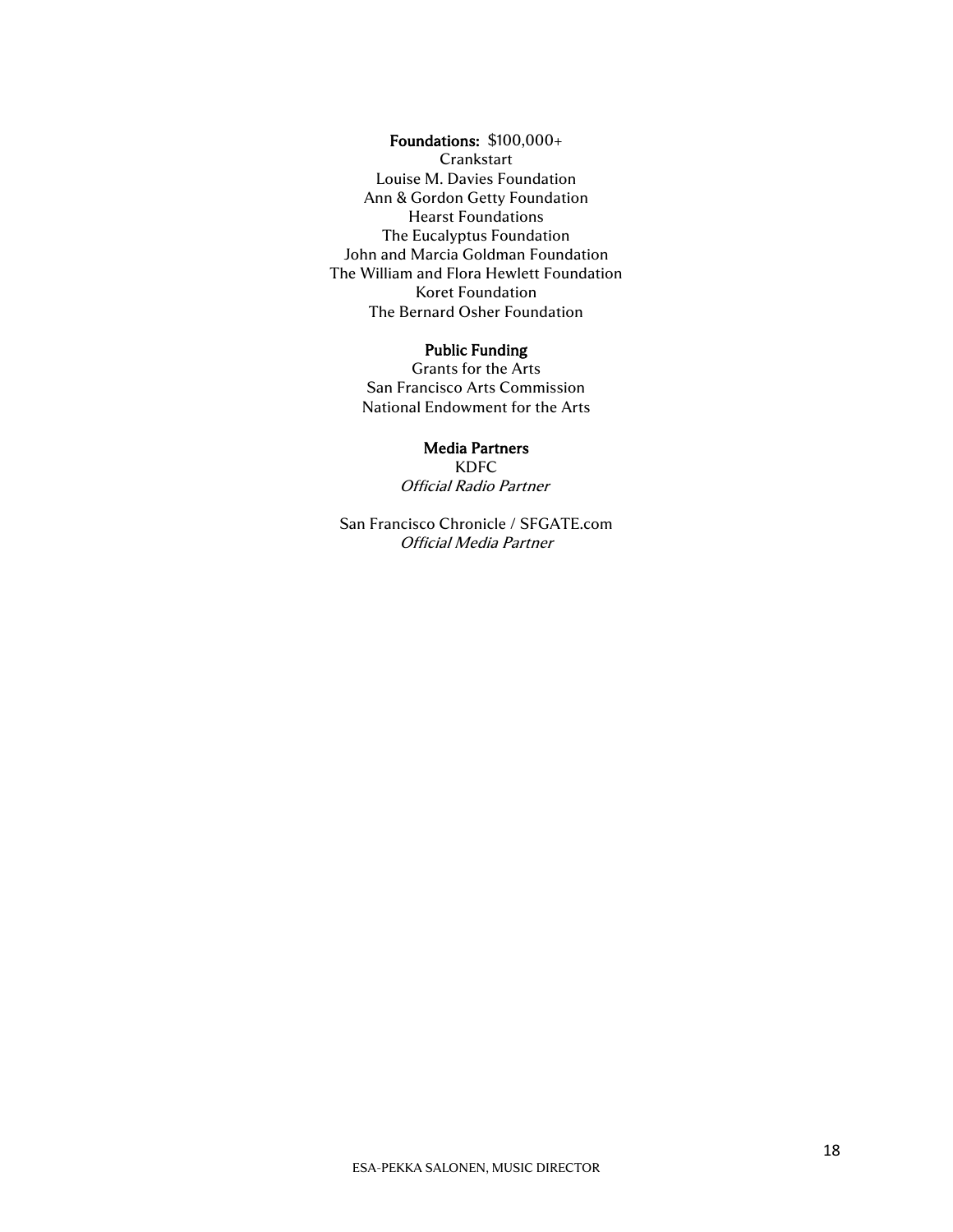**Foundations:** $100,000+

Crankstart
Louise M. Davies Foundation
Ann & Gordon Getty Foundation
Hearst Foundations
The Eucalyptus Foundation
John and Marcia Goldman Foundation
The William and Flora Hewlett Foundation
Koret Foundation
The Bernard Osher Foundation

**Public Funding**

Grants for the Arts
San Francisco Arts Commission
National Endowment for the Arts

**Media Partners**

KDFC
*Official Radio Partner*

San Francisco Chronicle / SFGATE.com
*Official Media Partner*